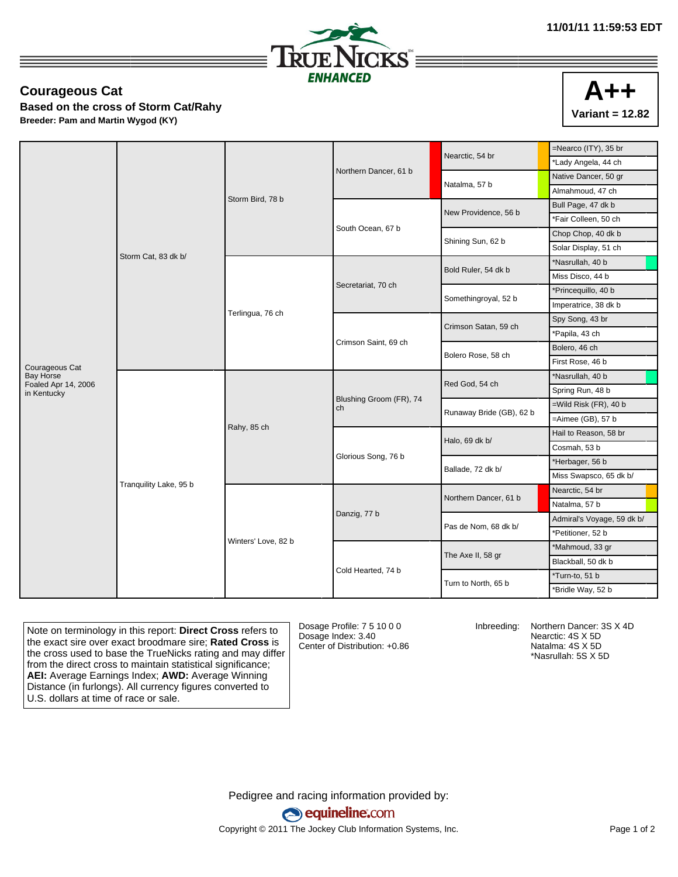11/01/11 11:59:53 EDT

TRUENICKS ENHANCED

# Courageous Cat

**Based on the cross of Storm Cat/Rahy**

**Breeder: Pam and Martin Wygod (KY)**

**A++**
**Variant = 12.82**

| | | | | | |
|---|---|---|---|---|---|
| Courageous Cat Bay Horse Foaled Apr 14, 2006 in Kentucky | Storm Cat, 83 dk b/ | Storm Bird, 78 b | Northern Dancer, 61 b | Nearctic, 54 br | =Nearco (ITY), 35 br |
| | | | | | *Lady Angela, 44 ch |
| | | | | Natalma, 57 b | Native Dancer, 50 gr |
| | | | | | Almahmoud, 47 ch |
| | | | South Ocean, 67 b | New Providence, 56 b | Bull Page, 47 dk b |
| | | | | | *Fair Colleen, 50 ch |
| | | | | Shining Sun, 62 b | Chop Chop, 40 dk b |
| | | | | | Solar Display, 51 ch |
| | | Terlingua, 76 ch | Secretariat, 70 ch | Bold Ruler, 54 dk b | *Nasrullah, 40 b |
| | | | | | Miss Disco, 44 b |
| | | | | Somethingroyal, 52 b | *Princequillo, 40 b |
| | | | | | Imperatrice, 38 dk b |
| | | | Crimson Saint, 69 ch | Crimson Satan, 59 ch | Spy Song, 43 br |
| | | | | | *Papila, 43 ch |
| | | | | Bolero Rose, 58 ch | Bolero, 46 ch |
| | | | | | First Rose, 46 b |
| | Tranquility Lake, 95 b | Rahy, 85 ch | Blushing Groom (FR), 74 ch | Red God, 54 ch | *Nasrullah, 40 b |
| | | | | | Spring Run, 48 b |
| | | | | Runaway Bride (GB), 62 b | =Wild Risk (FR), 40 b |
| | | | | | =Aimee (GB), 57 b |
| | | | Glorious Song, 76 b | Halo, 69 dk b/ | Hail to Reason, 58 br |
| | | | | | Cosmah, 53 b |
| | | | | Ballade, 72 dk b/ | *Herbager, 56 b |
| | | | | | Miss Swapsco, 65 dk b/ |
| | | Winters' Love, 82 b | Danzig, 77 b | Northern Dancer, 61 b | Nearctic, 54 br |
| | | | | | Natalma, 57 b |
| | | | | Pas de Nom, 68 dk b/ | Admiral's Voyage, 59 dk b/ |
| | | | | | *Petitioner, 52 b |
| | | | Cold Hearted, 74 b | The Axe II, 58 gr | *Mahmoud, 33 gr |
| | | | | | Blackball, 50 dk b |
| | | | | Turn to North, 65 b | *Turn-to, 51 b |
| | | | | | *Bridle Way, 52 b |

Note on terminology in this report: **Direct Cross** refers to the exact sire over exact broodmare sire; **Rated Cross** is the cross used to base the TrueNicks rating and may differ from the direct cross to maintain statistical significance; **AEI:** Average Earnings Index; **AWD:** Average Winning Distance (in furlongs). All currency figures converted to U.S. dollars at time of race or sale.

Dosage Profile: 7 5 10 0 0
Dosage Index: 3.40
Center of Distribution: +0.86

Inbreeding:
Northern Dancer: 3S X 4D
Nearctic: 4S X 5D
Natalma: 4S X 5D
*Nasrullah: 5S X 5D

Pedigree and racing information provided by:
equineline.com
Copyright © 2011 The Jockey Club Information Systems, Inc.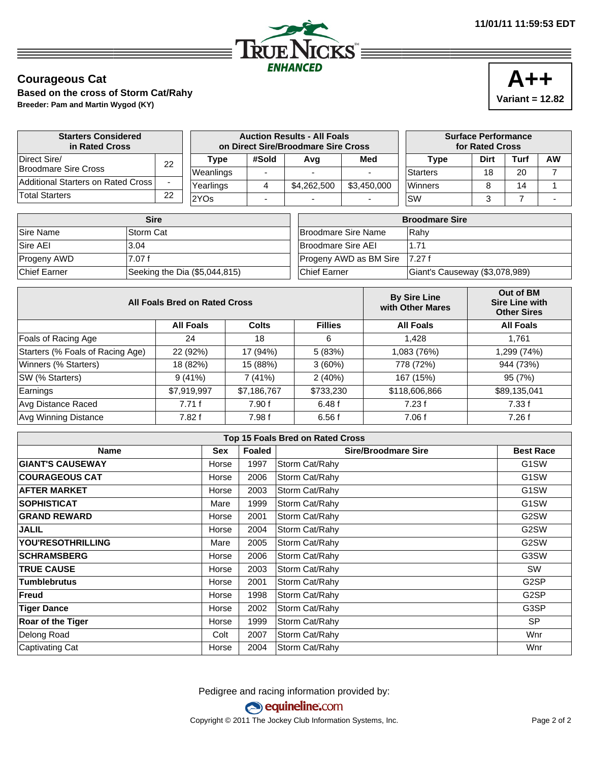11/01/11 11:59:53 EDT

TRUE NICKS ENHANCED

## Courageous Cat

**Based on the cross of Storm Cat/Rahy**

**Breeder: Pam and Martin Wygod (KY)**

**A++**
**Variant = 12.82**

| Starters Considered in Rated Cross | |
|---|---|
| Direct Sire/ Broodmare Sire Cross | 22 |
| Additional Starters on Rated Cross | - |
| Total Starters | 22 |

| Auction Results - All Foals on Direct Sire/Broodmare Sire Cross | | | |
|---|---|---|---|
| Type | #Sold | Avg | Med |
| Weanlings | - | - | - |
| Yearlings | 4 | $4,262,500 | $3,450,000 |
| 2YOs | - | - | - |

| Surface Performance for Rated Cross | | | |
|---|---|---|---|
| Type | Dirt | Turf | AW |
| Starters | 18 | 20 | 7 |
| Winners | 8 | 14 | 1 |
| SW | 3 | 7 | - |

| Sire | |
|---|---|
| Sire Name | Storm Cat |
| Sire AEI | 3.04 |
| Progeny AWD | 7.07 f |
| Chief Earner | Seeking the Dia ($5,044,815) |

| Broodmare Sire | |
|---|---|
| Broodmare Sire Name | Rahy |
| Broodmare Sire AEI | 1.71 |
| Progeny AWD as BM Sire | 7.27 f |
| Chief Earner | Giant's Causeway ($3,078,989) |

| All Foals Bred on Rated Cross | | | | By Sire Line with Other Mares | Out of BM Sire Line with Other Sires |
|---|---|---|---|---|---|
| | All Foals | Colts | Fillies | All Foals | All Foals |
| Foals of Racing Age | 24 | 18 | 6 | 1,428 | 1,761 |
| Starters (% Foals of Racing Age) | 22 (92%) | 17 (94%) | 5 (83%) | 1,083 (76%) | 1,299 (74%) |
| Winners (% Starters) | 18 (82%) | 15 (88%) | 3 (60%) | 778 (72%) | 944 (73%) |
| SW (% Starters) | 9 (41%) | 7 (41%) | 2 (40%) | 167 (15%) | 95 (7%) |
| Earnings | $7,919,997 | $7,186,767 | $733,230 | $118,606,866 | $89,135,041 |
| Avg Distance Raced | 7.71 f | 7.90 f | 6.48 f | 7.23 f | 7.33 f |
| Avg Winning Distance | 7.82 f | 7.98 f | 6.56 f | 7.06 f | 7.26 f |

| Top 15 Foals Bred on Rated Cross | | | | |
|---|---|---|---|---|
| Name | Sex | Foaled | Sire/Broodmare Sire | Best Race |
| **GIANT'S CAUSEWAY** | Horse | 1997 | Storm Cat/Rahy | G1SW |
| **COURAGEOUS CAT** | Horse | 2006 | Storm Cat/Rahy | G1SW |
| **AFTER MARKET** | Horse | 2003 | Storm Cat/Rahy | G1SW |
| **SOPHISTICAT** | Mare | 1999 | Storm Cat/Rahy | G1SW |
| **GRAND REWARD** | Horse | 2001 | Storm Cat/Rahy | G2SW |
| **JALIL** | Horse | 2004 | Storm Cat/Rahy | G2SW |
| **YOU'RESOTHRILLING** | Mare | 2005 | Storm Cat/Rahy | G2SW |
| **SCHRAMSBERG** | Horse | 2006 | Storm Cat/Rahy | G3SW |
| **TRUE CAUSE** | Horse | 2003 | Storm Cat/Rahy | SW |
| **Tumblebrutus** | Horse | 2001 | Storm Cat/Rahy | G2SP |
| **Freud** | Horse | 1998 | Storm Cat/Rahy | G2SP |
| **Tiger Dance** | Horse | 2002 | Storm Cat/Rahy | G3SP |
| **Roar of the Tiger** | Horse | 1999 | Storm Cat/Rahy | SP |
| Delong Road | Colt | 2007 | Storm Cat/Rahy | Wnr |
| Captivating Cat | Horse | 2004 | Storm Cat/Rahy | Wnr |

Pedigree and racing information provided by:

equineline.com

Copyright © 2011 The Jockey Club Information Systems, Inc.